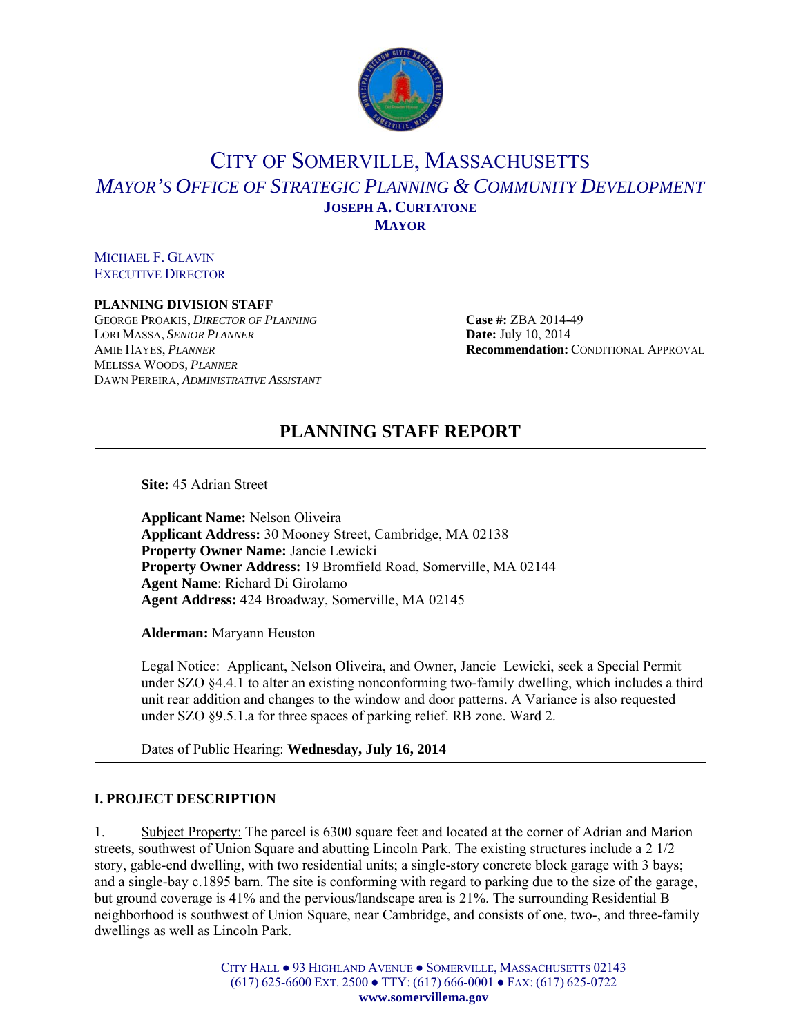# CITY OF SOMERVILLE, MASSACHUSETTS

## *MAYOR'S OFFICE OF STRATEGIC PLANNING & COMMUNITY DEVELOPMENT*

**JOSEPH A. CURTATONE**
**MAYOR**

MICHAEL F. GLAVIN
EXECUTIVE DIRECTOR

**PLANNING DIVISION STAFF**
GEORGE PROAKIS, *DIRECTOR OF PLANNING*
LORI MASSA, *SENIOR PLANNER*
AMIE HAYES, *PLANNER*
MELISSA WOODS, *PLANNER*
DAWN PEREIRA, *ADMINISTRATIVE ASSISTANT*

**Case #:** ZBA 2014-49
**Date:** July 10, 2014
**Recommendation:** CONDITIONAL APPROVAL

## PLANNING STAFF REPORT

**Site:** 45 Adrian Street

**Applicant Name:** Nelson Oliveira
**Applicant Address:** 30 Mooney Street, Cambridge, MA 02138
**Property Owner Name:** Jancie Lewicki
**Property Owner Address:** 19 Bromfield Road, Somerville, MA 02144
**Agent Name**: Richard Di Girolamo
**Agent Address:** 424 Broadway, Somerville, MA 02145

**Alderman:** Maryann Heuston

Legal Notice: Applicant, Nelson Oliveira, and Owner, Jancie Lewicki, seek a Special Permit under SZO §4.4.1 to alter an existing nonconforming two-family dwelling, which includes a third unit rear addition and changes to the window and door patterns. A Variance is also requested under SZO §9.5.1.a for three spaces of parking relief. RB zone. Ward 2.

Dates of Public Hearing: **Wednesday, July 16, 2014**

### I. PROJECT DESCRIPTION

1. Subject Property: The parcel is 6300 square feet and located at the corner of Adrian and Marion streets, southwest of Union Square and abutting Lincoln Park. The existing structures include a 2 1/2 story, gable-end dwelling, with two residential units; a single-story concrete block garage with 3 bays; and a single-bay c.1895 barn. The site is conforming with regard to parking due to the size of the garage, but ground coverage is 41% and the pervious/landscape area is 21%. The surrounding Residential B neighborhood is southwest of Union Square, near Cambridge, and consists of one, two-, and three-family dwellings as well as Lincoln Park.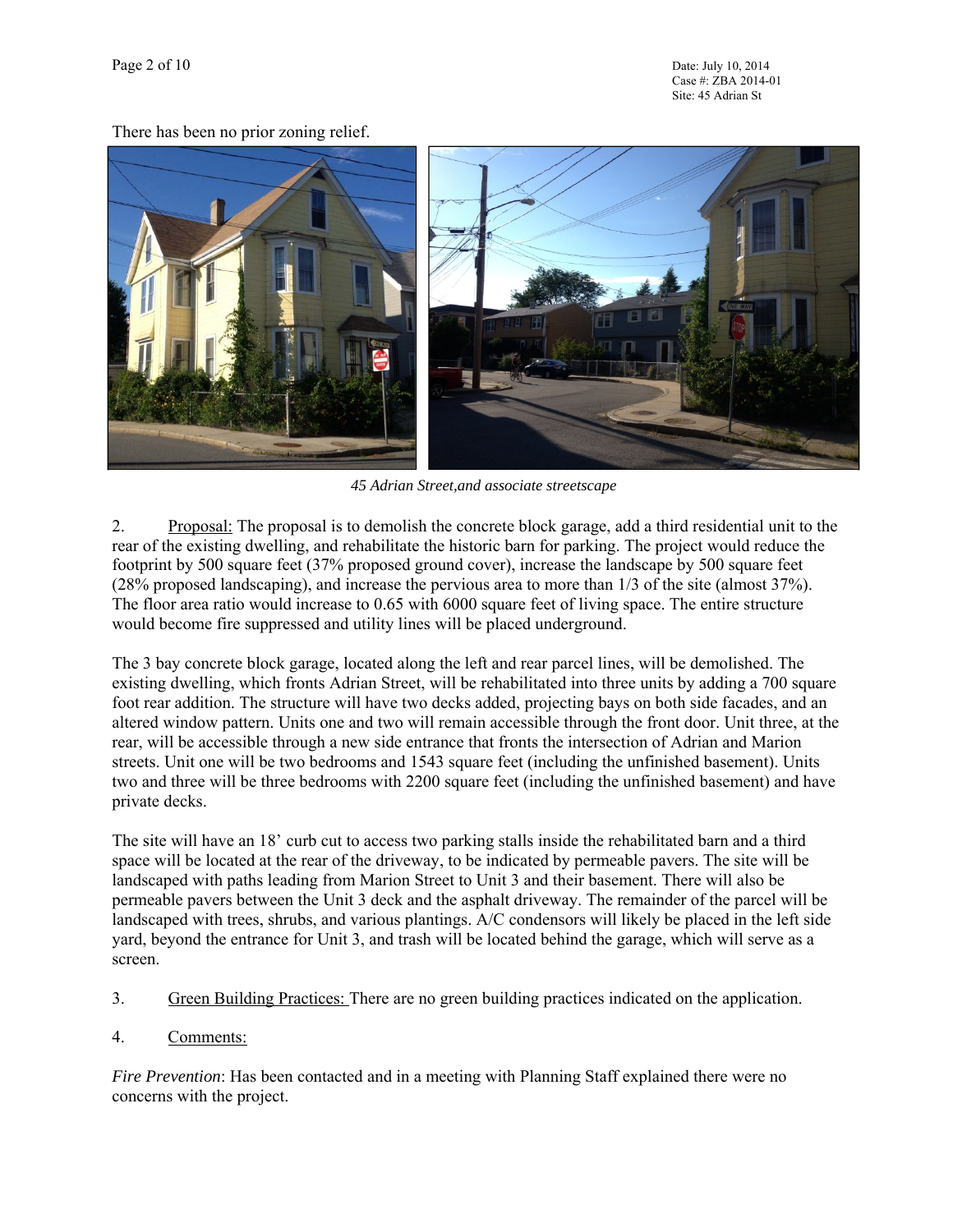There has been no prior zoning relief.

*45 Adrian Street,and associate streetscape*

2. Proposal: The proposal is to demolish the concrete block garage, add a third residential unit to the rear of the existing dwelling, and rehabilitate the historic barn for parking. The project would reduce the footprint by 500 square feet (37% proposed ground cover), increase the landscape by 500 square feet (28% proposed landscaping), and increase the pervious area to more than 1/3 of the site (almost 37%). The floor area ratio would increase to 0.65 with 6000 square feet of living space. The entire structure would become fire suppressed and utility lines will be placed underground.

The 3 bay concrete block garage, located along the left and rear parcel lines, will be demolished. The existing dwelling, which fronts Adrian Street, will be rehabilitated into three units by adding a 700 square foot rear addition. The structure will have two decks added, projecting bays on both side facades, and an altered window pattern. Units one and two will remain accessible through the front door. Unit three, at the rear, will be accessible through a new side entrance that fronts the intersection of Adrian and Marion streets. Unit one will be two bedrooms and 1543 square feet (including the unfinished basement). Units two and three will be three bedrooms with 2200 square feet (including the unfinished basement) and have private decks.

The site will have an 18' curb cut to access two parking stalls inside the rehabilitated barn and a third space will be located at the rear of the driveway, to be indicated by permeable pavers. The site will be landscaped with paths leading from Marion Street to Unit 3 and their basement. There will also be permeable pavers between the Unit 3 deck and the asphalt driveway. The remainder of the parcel will be landscaped with trees, shrubs, and various plantings. A/C condensors will likely be placed in the left side yard, beyond the entrance for Unit 3, and trash will be located behind the garage, which will serve as a screen.

3. Green Building Practices: There are no green building practices indicated on the application.

4. Comments:

*Fire Prevention*: Has been contacted and in a meeting with Planning Staff explained there were no concerns with the project.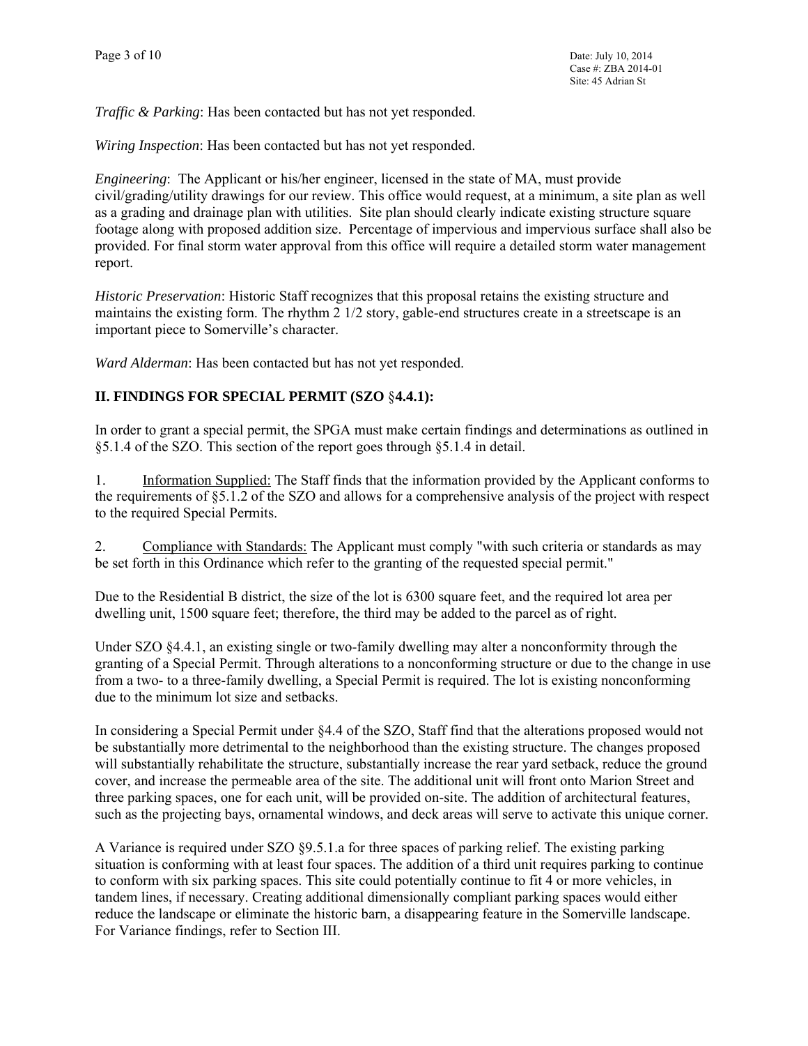*Traffic & Parking*: Has been contacted but has not yet responded.

*Wiring Inspection*: Has been contacted but has not yet responded.

*Engineering*: The Applicant or his/her engineer, licensed in the state of MA, must provide civil/grading/utility drawings for our review. This office would request, at a minimum, a site plan as well as a grading and drainage plan with utilities. Site plan should clearly indicate existing structure square footage along with proposed addition size. Percentage of impervious and impervious surface shall also be provided. For final storm water approval from this office will require a detailed storm water management report.

*Historic Preservation*: Historic Staff recognizes that this proposal retains the existing structure and maintains the existing form. The rhythm 2 1/2 story, gable-end structures create in a streetscape is an important piece to Somerville's character.

*Ward Alderman*: Has been contacted but has not yet responded.

## II. FINDINGS FOR SPECIAL PERMIT (SZO §4.4.1):

In order to grant a special permit, the SPGA must make certain findings and determinations as outlined in §5.1.4 of the SZO. This section of the report goes through §5.1.4 in detail.

1. Information Supplied: The Staff finds that the information provided by the Applicant conforms to the requirements of §5.1.2 of the SZO and allows for a comprehensive analysis of the project with respect to the required Special Permits.

2. Compliance with Standards: The Applicant must comply "with such criteria or standards as may be set forth in this Ordinance which refer to the granting of the requested special permit."

Due to the Residential B district, the size of the lot is 6300 square feet, and the required lot area per dwelling unit, 1500 square feet; therefore, the third may be added to the parcel as of right.

Under SZO §4.4.1, an existing single or two-family dwelling may alter a nonconformity through the granting of a Special Permit. Through alterations to a nonconforming structure or due to the change in use from a two- to a three-family dwelling, a Special Permit is required. The lot is existing nonconforming due to the minimum lot size and setbacks.

In considering a Special Permit under §4.4 of the SZO, Staff find that the alterations proposed would not be substantially more detrimental to the neighborhood than the existing structure. The changes proposed will substantially rehabilitate the structure, substantially increase the rear yard setback, reduce the ground cover, and increase the permeable area of the site. The additional unit will front onto Marion Street and three parking spaces, one for each unit, will be provided on-site. The addition of architectural features, such as the projecting bays, ornamental windows, and deck areas will serve to activate this unique corner.

A Variance is required under SZO §9.5.1.a for three spaces of parking relief. The existing parking situation is conforming with at least four spaces. The addition of a third unit requires parking to continue to conform with six parking spaces. This site could potentially continue to fit 4 or more vehicles, in tandem lines, if necessary. Creating additional dimensionally compliant parking spaces would either reduce the landscape or eliminate the historic barn, a disappearing feature in the Somerville landscape. For Variance findings, refer to Section III.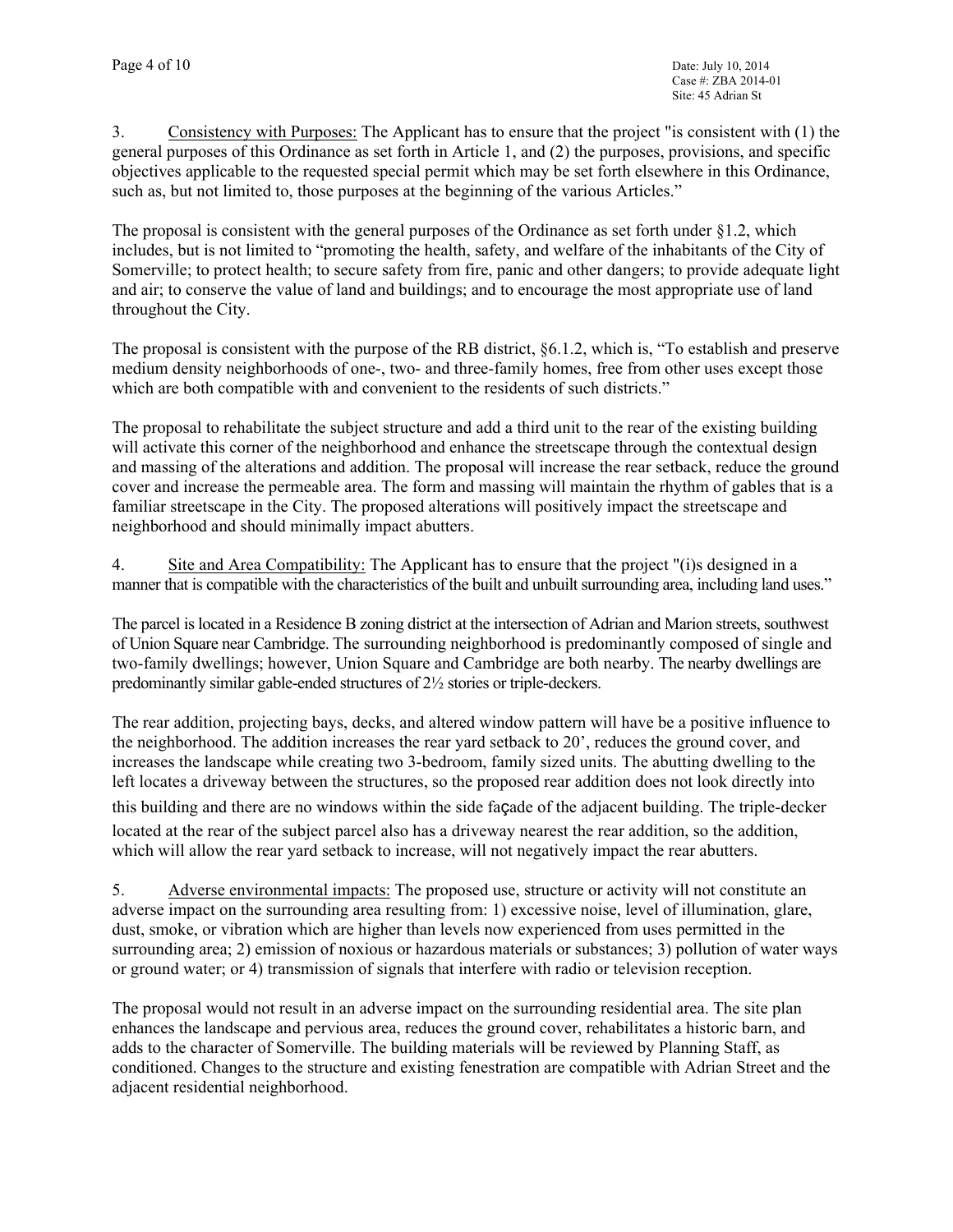3. <u>Consistency with Purposes:</u> The Applicant has to ensure that the project "is consistent with (1) the general purposes of this Ordinance as set forth in Article 1, and (2) the purposes, provisions, and specific objectives applicable to the requested special permit which may be set forth elsewhere in this Ordinance, such as, but not limited to, those purposes at the beginning of the various Articles."

The proposal is consistent with the general purposes of the Ordinance as set forth under §1.2, which includes, but is not limited to "promoting the health, safety, and welfare of the inhabitants of the City of Somerville; to protect health; to secure safety from fire, panic and other dangers; to provide adequate light and air; to conserve the value of land and buildings; and to encourage the most appropriate use of land throughout the City.

The proposal is consistent with the purpose of the RB district, §6.1.2, which is, "To establish and preserve medium density neighborhoods of one-, two- and three-family homes, free from other uses except those which are both compatible with and convenient to the residents of such districts."

The proposal to rehabilitate the subject structure and add a third unit to the rear of the existing building will activate this corner of the neighborhood and enhance the streetscape through the contextual design and massing of the alterations and addition. The proposal will increase the rear setback, reduce the ground cover and increase the permeable area. The form and massing will maintain the rhythm of gables that is a familiar streetscape in the City. The proposed alterations will positively impact the streetscape and neighborhood and should minimally impact abutters.

4. <u>Site and Area Compatibility:</u> The Applicant has to ensure that the project "(i)s designed in a manner that is compatible with the characteristics of the built and unbuilt surrounding area, including land uses."

The parcel is located in a Residence B zoning district at the intersection of Adrian and Marion streets, southwest of Union Square near Cambridge. The surrounding neighborhood is predominantly composed of single and two-family dwellings; however, Union Square and Cambridge are both nearby. The nearby dwellings are predominantly similar gable-ended structures of 2½ stories or triple-deckers.

The rear addition, projecting bays, decks, and altered window pattern will have be a positive influence to the neighborhood. The addition increases the rear yard setback to 20', reduces the ground cover, and increases the landscape while creating two 3-bedroom, family sized units. The abutting dwelling to the left locates a driveway between the structures, so the proposed rear addition does not look directly into this building and there are no windows within the side façade of the adjacent building. The triple-decker located at the rear of the subject parcel also has a driveway nearest the rear addition, so the addition, which will allow the rear yard setback to increase, will not negatively impact the rear abutters.

5. <u>Adverse environmental impacts:</u> The proposed use, structure or activity will not constitute an adverse impact on the surrounding area resulting from: 1) excessive noise, level of illumination, glare, dust, smoke, or vibration which are higher than levels now experienced from uses permitted in the surrounding area; 2) emission of noxious or hazardous materials or substances; 3) pollution of water ways or ground water; or 4) transmission of signals that interfere with radio or television reception.

The proposal would not result in an adverse impact on the surrounding residential area. The site plan enhances the landscape and pervious area, reduces the ground cover, rehabilitates a historic barn, and adds to the character of Somerville. The building materials will be reviewed by Planning Staff, as conditioned. Changes to the structure and existing fenestration are compatible with Adrian Street and the adjacent residential neighborhood.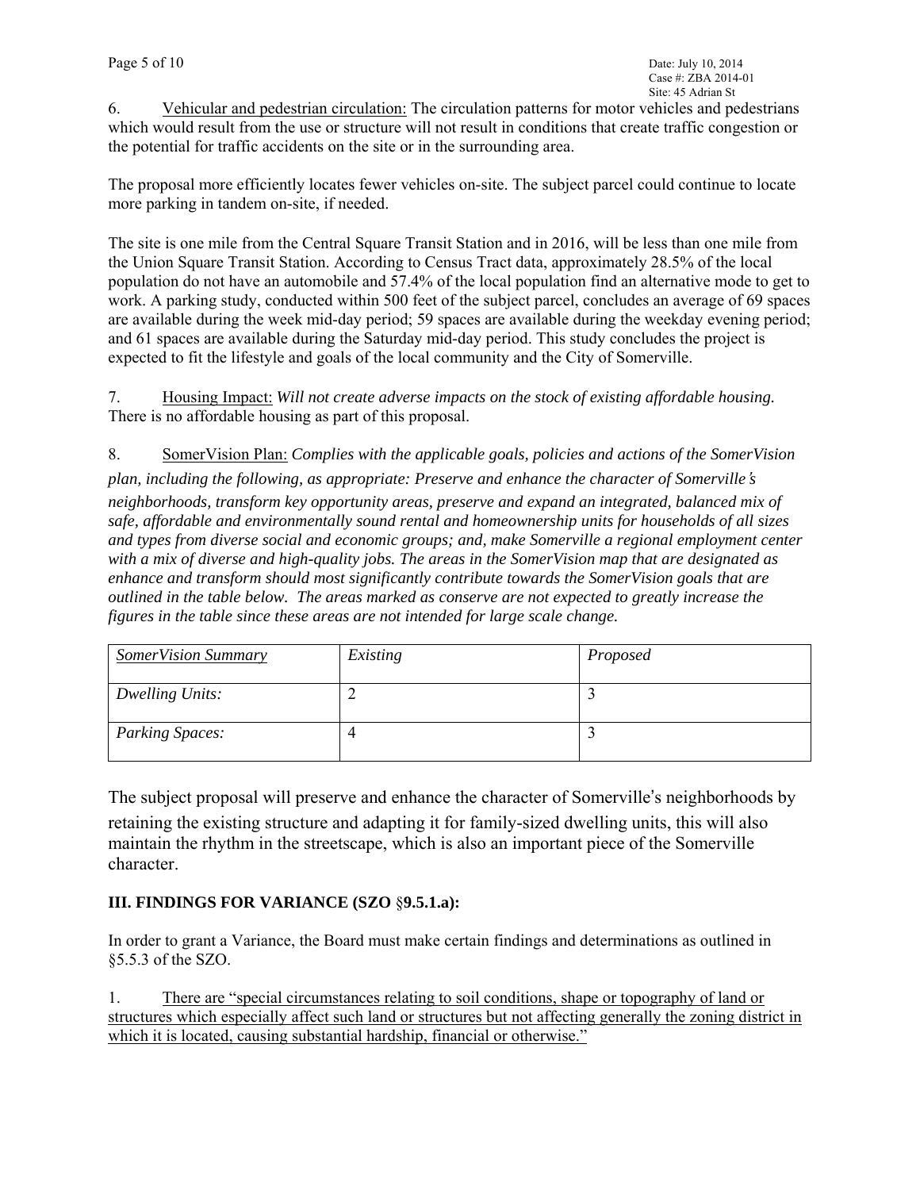6. Vehicular and pedestrian circulation: The circulation patterns for motor vehicles and pedestrians which would result from the use or structure will not result in conditions that create traffic congestion or the potential for traffic accidents on the site or in the surrounding area.

The proposal more efficiently locates fewer vehicles on-site. The subject parcel could continue to locate more parking in tandem on-site, if needed.

The site is one mile from the Central Square Transit Station and in 2016, will be less than one mile from the Union Square Transit Station. According to Census Tract data, approximately 28.5% of the local population do not have an automobile and 57.4% of the local population find an alternative mode to get to work. A parking study, conducted within 500 feet of the subject parcel, concludes an average of 69 spaces are available during the week mid-day period; 59 spaces are available during the weekday evening period; and 61 spaces are available during the Saturday mid-day period. This study concludes the project is expected to fit the lifestyle and goals of the local community and the City of Somerville.

7. Housing Impact: *Will not create adverse impacts on the stock of existing affordable housing.* There is no affordable housing as part of this proposal.

8. SomerVision Plan: *Complies with the applicable goals, policies and actions of the SomerVision plan, including the following, as appropriate: Preserve and enhance the character of Somerville's neighborhoods, transform key opportunity areas, preserve and expand an integrated, balanced mix of safe, affordable and environmentally sound rental and homeownership units for households of all sizes and types from diverse social and economic groups; and, make Somerville a regional employment center with a mix of diverse and high-quality jobs. The areas in the SomerVision map that are designated as enhance and transform should most significantly contribute towards the SomerVision goals that are outlined in the table below. The areas marked as conserve are not expected to greatly increase the figures in the table since these areas are not intended for large scale change.*

| *SomerVision Summary* | *Existing* | *Proposed* |
|---|---|---|
| *Dwelling Units:* | 2 | 3 |
| *Parking Spaces:* | 4 | 3 |

The subject proposal will preserve and enhance the character of Somerville's neighborhoods by retaining the existing structure and adapting it for family-sized dwelling units, this will also maintain the rhythm in the streetscape, which is also an important piece of the Somerville character.

**III. FINDINGS FOR VARIANCE (SZO §9.5.1.a):**

In order to grant a Variance, the Board must make certain findings and determinations as outlined in §5.5.3 of the SZO.

1. There are "special circumstances relating to soil conditions, shape or topography of land or structures which especially affect such land or structures but not affecting generally the zoning district in which it is located, causing substantial hardship, financial or otherwise."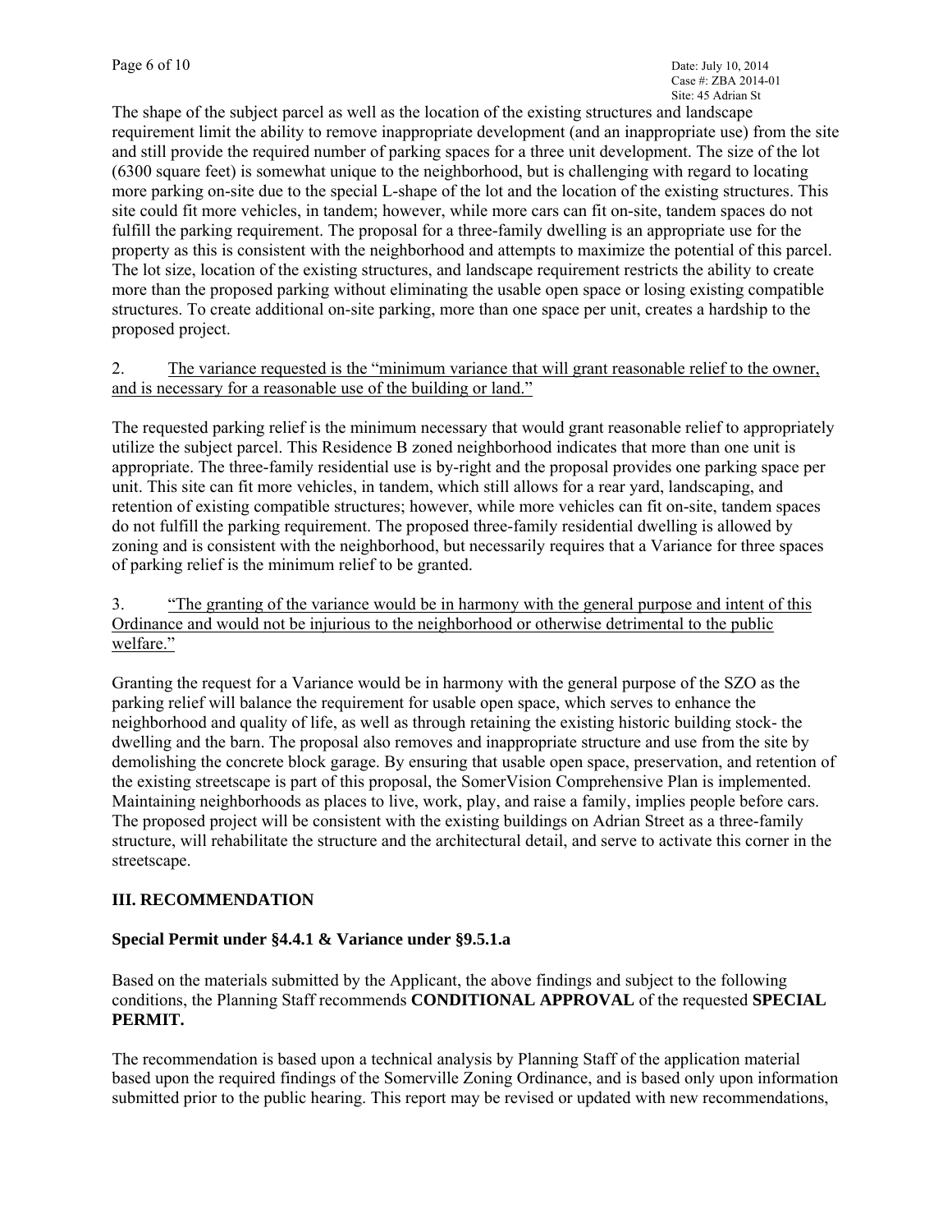The shape of the subject parcel as well as the location of the existing structures and landscape requirement limit the ability to remove inappropriate development (and an inappropriate use) from the site and still provide the required number of parking spaces for a three unit development. The size of the lot (6300 square feet) is somewhat unique to the neighborhood, but is challenging with regard to locating more parking on-site due to the special L-shape of the lot and the location of the existing structures. This site could fit more vehicles, in tandem; however, while more cars can fit on-site, tandem spaces do not fulfill the parking requirement. The proposal for a three-family dwelling is an appropriate use for the property as this is consistent with the neighborhood and attempts to maximize the potential of this parcel. The lot size, location of the existing structures, and landscape requirement restricts the ability to create more than the proposed parking without eliminating the usable open space or losing existing compatible structures. To create additional on-site parking, more than one space per unit, creates a hardship to the proposed project.

2. The variance requested is the "minimum variance that will grant reasonable relief to the owner, and is necessary for a reasonable use of the building or land."

The requested parking relief is the minimum necessary that would grant reasonable relief to appropriately utilize the subject parcel. This Residence B zoned neighborhood indicates that more than one unit is appropriate. The three-family residential use is by-right and the proposal provides one parking space per unit. This site can fit more vehicles, in tandem, which still allows for a rear yard, landscaping, and retention of existing compatible structures; however, while more vehicles can fit on-site, tandem spaces do not fulfill the parking requirement. The proposed three-family residential dwelling is allowed by zoning and is consistent with the neighborhood, but necessarily requires that a Variance for three spaces of parking relief is the minimum relief to be granted.

3. "The granting of the variance would be in harmony with the general purpose and intent of this Ordinance and would not be injurious to the neighborhood or otherwise detrimental to the public welfare."

Granting the request for a Variance would be in harmony with the general purpose of the SZO as the parking relief will balance the requirement for usable open space, which serves to enhance the neighborhood and quality of life, as well as through retaining the existing historic building stock- the dwelling and the barn. The proposal also removes and inappropriate structure and use from the site by demolishing the concrete block garage. By ensuring that usable open space, preservation, and retention of the existing streetscape is part of this proposal, the SomerVision Comprehensive Plan is implemented. Maintaining neighborhoods as places to live, work, play, and raise a family, implies people before cars. The proposed project will be consistent with the existing buildings on Adrian Street as a three-family structure, will rehabilitate the structure and the architectural detail, and serve to activate this corner in the streetscape.

## III. RECOMMENDATION

**Special Permit under §4.4.1 & Variance under §9.5.1.a**

Based on the materials submitted by the Applicant, the above findings and subject to the following conditions, the Planning Staff recommends **CONDITIONAL APPROVAL** of the requested **SPECIAL PERMIT.**

The recommendation is based upon a technical analysis by Planning Staff of the application material based upon the required findings of the Somerville Zoning Ordinance, and is based only upon information submitted prior to the public hearing. This report may be revised or updated with new recommendations,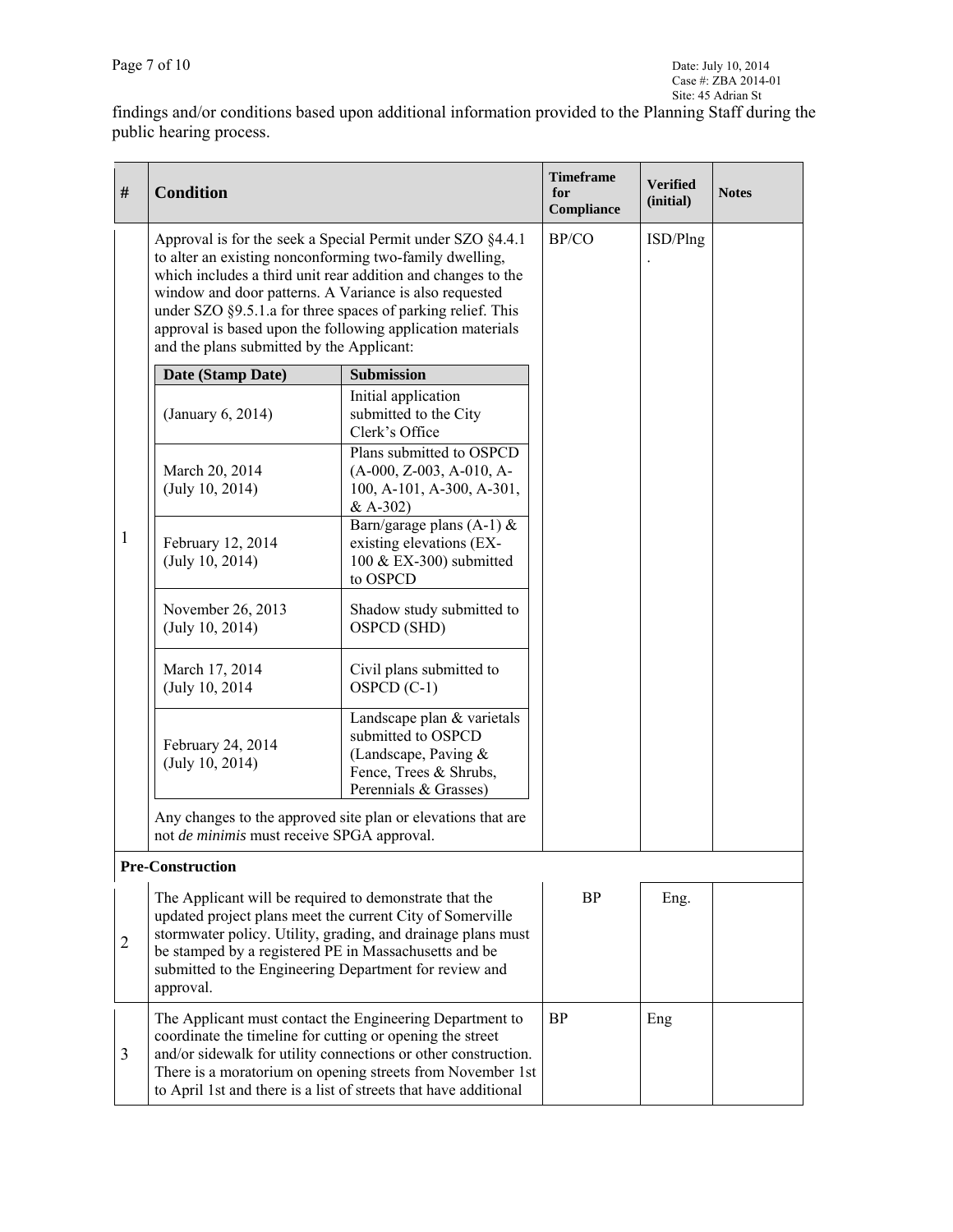findings and/or conditions based upon additional information provided to the Planning Staff during the public hearing process.

| # | Condition | Timeframe for Compliance | Verified (initial) | Notes |
|---|---|---|---|---|
| 1 | Approval is for the seek a Special Permit under SZO §4.4.1 to alter an existing nonconforming two-family dwelling, which includes a third unit rear addition and changes to the window and door patterns. A Variance is also requested under SZO §9.5.1.a for three spaces of parking relief. This approval is based upon the following application materials and the plans submitted by the Applicant:<br><br>**Date (Stamp Date)** — **Submission**<br>(January 6, 2014) — Initial application submitted to the City Clerk's Office<br>March 20, 2014 (July 10, 2014) — Plans submitted to OSPCD (A-000, Z-003, A-010, A-100, A-101, A-300, A-301, & A-302)<br>February 12, 2014 (July 10, 2014) — Barn/garage plans (A-1) & existing elevations (EX-100 & EX-300) submitted to OSPCD<br>November 26, 2013 (July 10, 2014) — Shadow study submitted to OSPCD (SHD)<br>March 17, 2014 (July 10, 2014 — Civil plans submitted to OSPCD (C-1)<br>February 24, 2014 (July 10, 2014) — Landscape plan & varietals submitted to OSPCD (Landscape, Paving & Fence, Trees & Shrubs, Perennials & Grasses)<br><br>Any changes to the approved site plan or elevations that are not *de minimis* must receive SPGA approval. | BP/CO | ISD/Plng. | |
| **Pre-Construction** | | | | |
| 2 | The Applicant will be required to demonstrate that the updated project plans meet the current City of Somerville stormwater policy. Utility, grading, and drainage plans must be stamped by a registered PE in Massachusetts and be submitted to the Engineering Department for review and approval. | BP | Eng. | |
| 3 | The Applicant must contact the Engineering Department to coordinate the timeline for cutting or opening the street and/or sidewalk for utility connections or other construction. There is a moratorium on opening streets from November 1st to April 1st and there is a list of streets that have additional | BP | Eng | |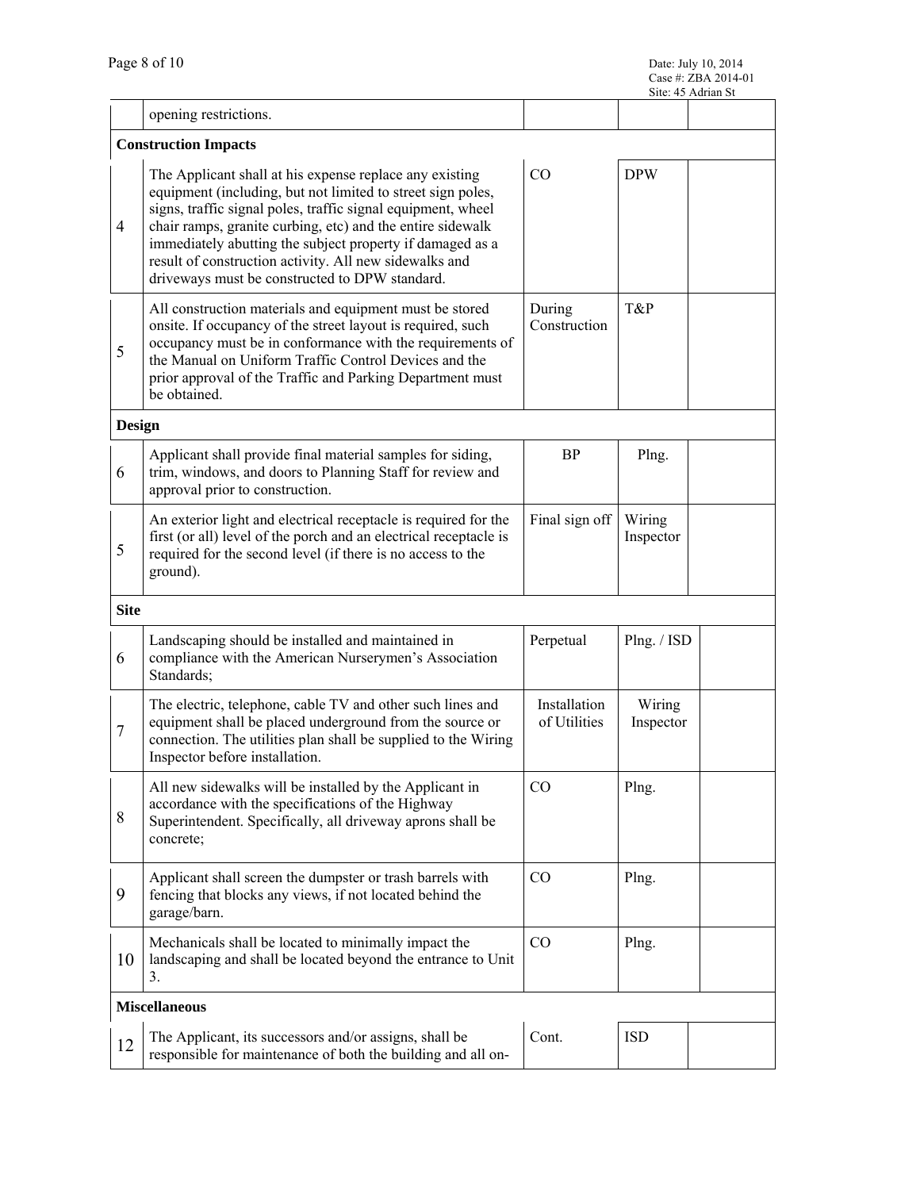| | | | | |
|---|---|---|---|---|
| | opening restrictions. | | | |
| **Construction Impacts** | | | | |
| 4 | The Applicant shall at his expense replace any existing equipment (including, but not limited to street sign poles, signs, traffic signal poles, traffic signal equipment, wheel chair ramps, granite curbing, etc) and the entire sidewalk immediately abutting the subject property if damaged as a result of construction activity. All new sidewalks and driveways must be constructed to DPW standard. | CO | DPW | |
| 5 | All construction materials and equipment must be stored onsite. If occupancy of the street layout is required, such occupancy must be in conformance with the requirements of the Manual on Uniform Traffic Control Devices and the prior approval of the Traffic and Parking Department must be obtained. | During Construction | T&P | |
| **Design** | | | | |
| 6 | Applicant shall provide final material samples for siding, trim, windows, and doors to Planning Staff for review and approval prior to construction. | BP | Plng. | |
| 5 | An exterior light and electrical receptacle is required for the first (or all) level of the porch and an electrical receptacle is required for the second level (if there is no access to the ground). | Final sign off | Wiring Inspector | |
| **Site** | | | | |
| 6 | Landscaping should be installed and maintained in compliance with the American Nurserymen's Association Standards; | Perpetual | Plng. / ISD | |
| 7 | The electric, telephone, cable TV and other such lines and equipment shall be placed underground from the source or connection. The utilities plan shall be supplied to the Wiring Inspector before installation. | Installation of Utilities | Wiring Inspector | |
| 8 | All new sidewalks will be installed by the Applicant in accordance with the specifications of the Highway Superintendent. Specifically, all driveway aprons shall be concrete; | CO | Plng. | |
| 9 | Applicant shall screen the dumpster or trash barrels with fencing that blocks any views, if not located behind the garage/barn. | CO | Plng. | |
| 10 | Mechanicals shall be located to minimally impact the landscaping and shall be located beyond the entrance to Unit 3. | CO | Plng. | |
| **Miscellaneous** | | | | |
| 12 | The Applicant, its successors and/or assigns, shall be responsible for maintenance of both the building and all on- | Cont. | ISD | |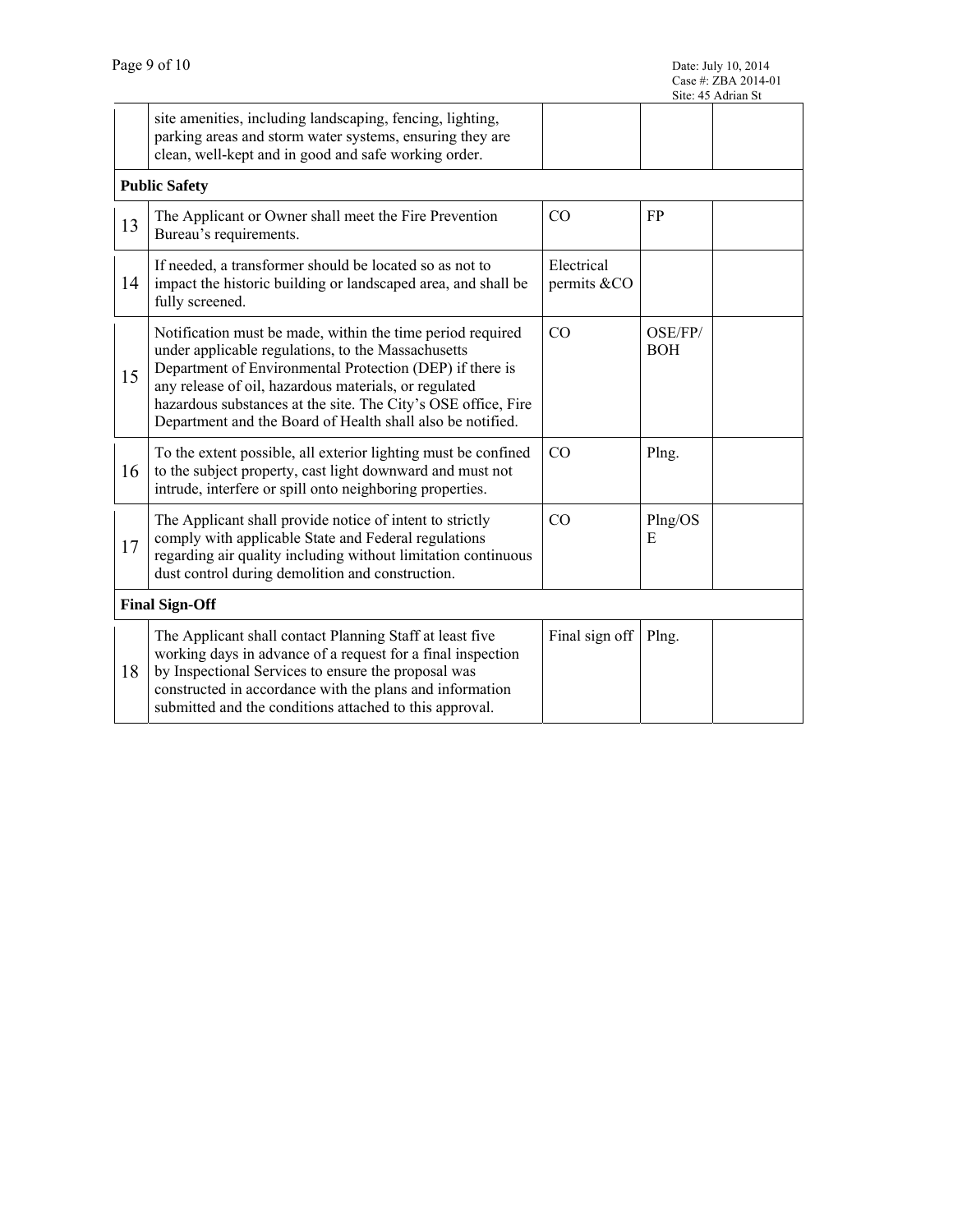| | | | | |
|---|---|---|---|---|
| | site amenities, including landscaping, fencing, lighting, parking areas and storm water systems, ensuring they are clean, well-kept and in good and safe working order. | | | |
| **Public Safety** | | | | |
| 13 | The Applicant or Owner shall meet the Fire Prevention Bureau's requirements. | CO | FP | |
| 14 | If needed, a transformer should be located so as not to impact the historic building or landscaped area, and shall be fully screened. | Electrical permits &CO | | |
| 15 | Notification must be made, within the time period required under applicable regulations, to the Massachusetts Department of Environmental Protection (DEP) if there is any release of oil, hazardous materials, or regulated hazardous substances at the site. The City's OSE office, Fire Department and the Board of Health shall also be notified. | CO | OSE/FP/ BOH | |
| 16 | To the extent possible, all exterior lighting must be confined to the subject property, cast light downward and must not intrude, interfere or spill onto neighboring properties. | CO | Plng. | |
| 17 | The Applicant shall provide notice of intent to strictly comply with applicable State and Federal regulations regarding air quality including without limitation continuous dust control during demolition and construction. | CO | Plng/OS E | |
| **Final Sign-Off** | | | | |
| 18 | The Applicant shall contact Planning Staff at least five working days in advance of a request for a final inspection by Inspectional Services to ensure the proposal was constructed in accordance with the plans and information submitted and the conditions attached to this approval. | Final sign off | Plng. | |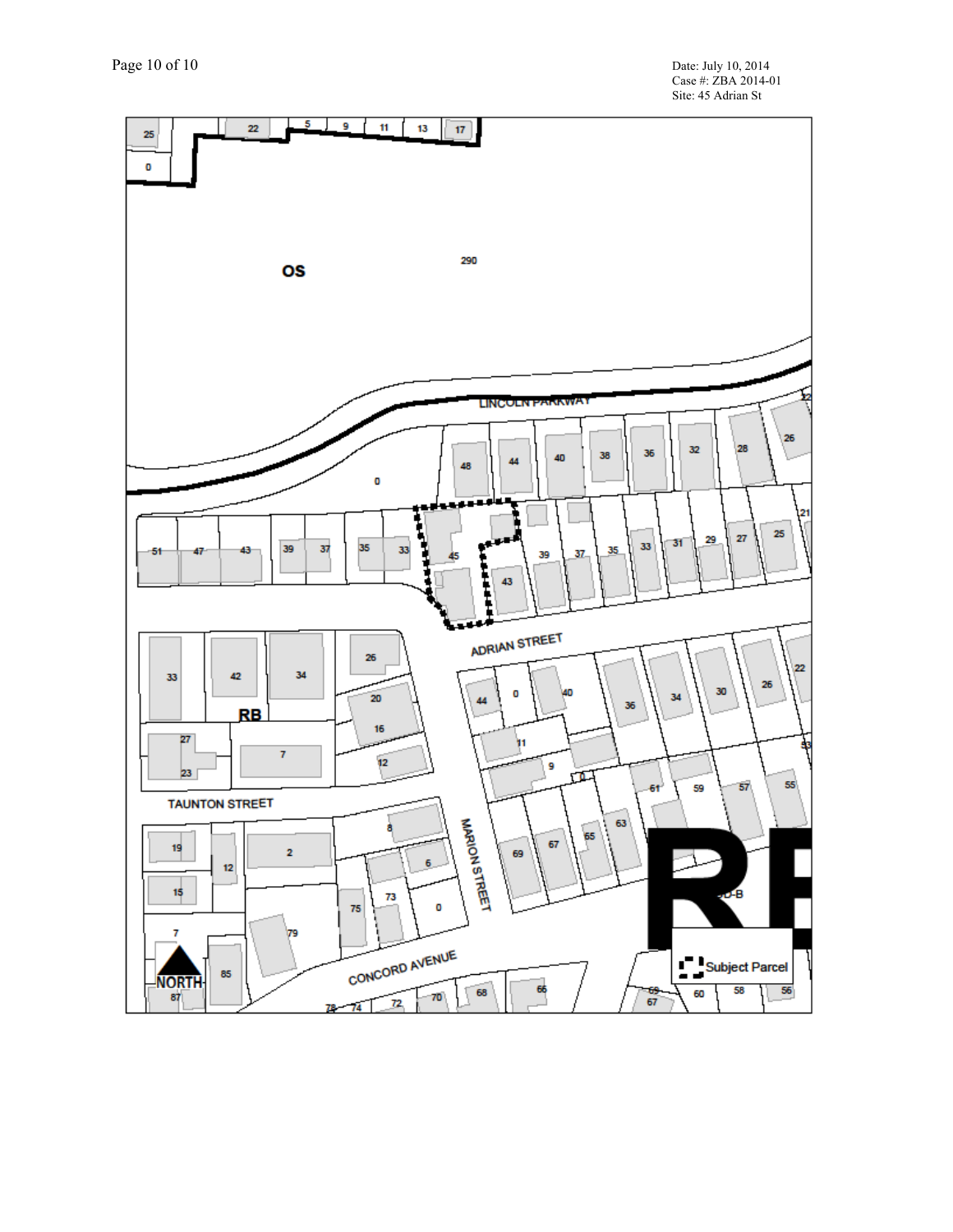Date: July 10, 2014
Case #: ZBA 2014-01
Site: 45 Adrian St

OS

290

LINCOLN PARKWAY

ADRIAN STREET

RB

TAUNTON STREET

MARION STREET

CONCORD AVENUE

RB

NORTH

Subject Parcel